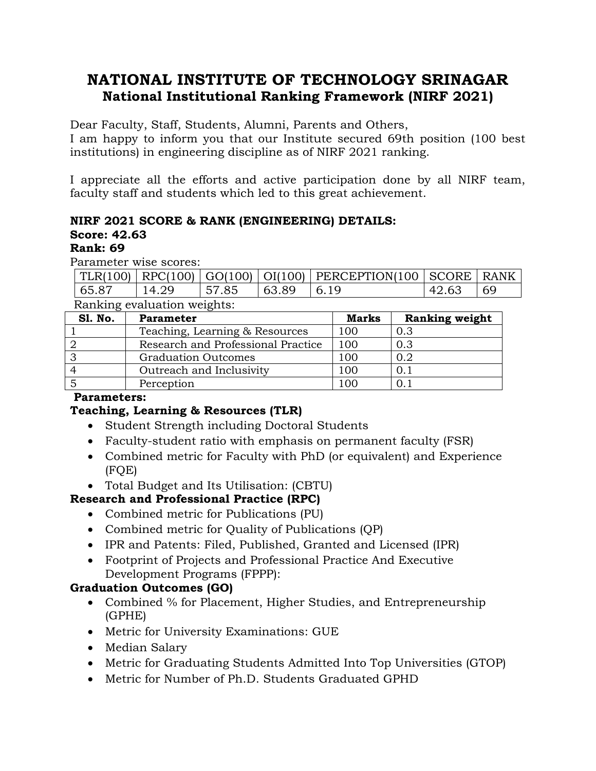# NATIONAL INSTITUTE OF TECHNOLOGY SRINAGAR

## National Institutional Ranking Framework (NIRF 2021)

Dear Faculty, Staff, Students, Alumni, Parents and Others,
I am happy to inform you that our Institute secured 69th position (100 best institutions) in engineering discipline as of NIRF 2021 ranking.

I appreciate all the efforts and active participation done by all NIRF team, faculty staff and students which led to this great achievement.

**NIRF 2021 SCORE & RANK (ENGINEERING) DETAILS:**
**Score: 42.63**
**Rank: 69**

Parameter wise scores:

| TLR(100) | RPC(100) | GO(100) | OI(100) | PERCEPTION(100 | SCORE | RANK |
|---|---|---|---|---|---|---|
| 65.87 | 14.29 | 57.85 | 63.89 | 6.19 | 42.63 | 69 |

Ranking evaluation weights:

| Sl. No. | Parameter | Marks | Ranking weight |
|---|---|---|---|
| 1 | Teaching, Learning & Resources | 100 | 0.3 |
| 2 | Research and Professional Practice | 100 | 0.3 |
| 3 | Graduation Outcomes | 100 | 0.2 |
| 4 | Outreach and Inclusivity | 100 | 0.1 |
| 5 | Perception | 100 | 0.1 |

**Parameters:**

**Teaching, Learning & Resources (TLR)**

- Student Strength including Doctoral Students
- Faculty-student ratio with emphasis on permanent faculty (FSR)
- Combined metric for Faculty with PhD (or equivalent) and Experience (FQE)
- Total Budget and Its Utilisation: (CBTU)

**Research and Professional Practice (RPC)**

- Combined metric for Publications (PU)
- Combined metric for Quality of Publications (QP)
- IPR and Patents: Filed, Published, Granted and Licensed (IPR)
- Footprint of Projects and Professional Practice And Executive Development Programs (FPPP):

**Graduation Outcomes (GO)**

- Combined % for Placement, Higher Studies, and Entrepreneurship (GPHE)
- Metric for University Examinations: GUE
- Median Salary
- Metric for Graduating Students Admitted Into Top Universities (GTOP)
- Metric for Number of Ph.D. Students Graduated GPHD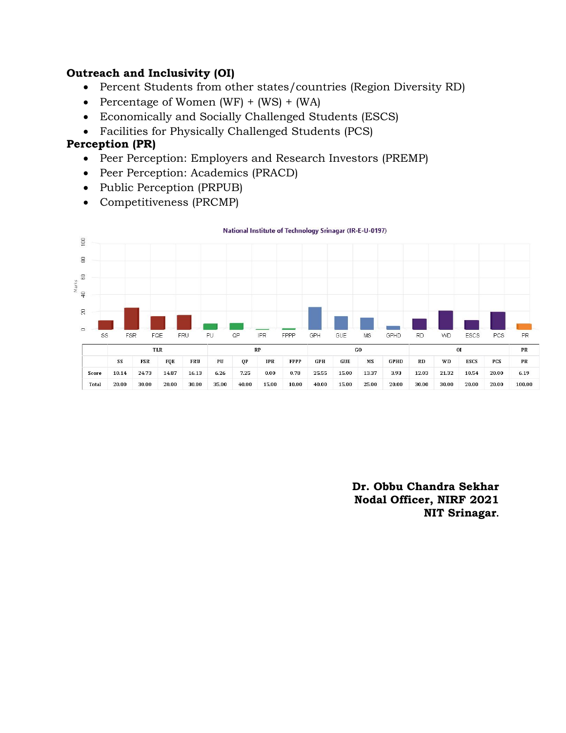**Outreach and Inclusivity (OI)**

- Percent Students from other states/countries (Region Diversity RD)
- Percentage of Women (WF) + (WS) + (WA)
- Economically and Socially Challenged Students (ESCS)
- Facilities for Physically Challenged Students (PCS)

**Perception (PR)**

- Peer Perception: Employers and Research Investors (PREMP)
- Peer Perception: Academics (PRACD)
- Public Perception (PRPUB)
- Competitiveness (PRCMP)

National Institute of Technology Srinagar (IR-E-U-0197)

Marks

0 20 40 60 80 100

SS FSR FQE FRU PU QP IPR FPPP GPH GUE MS GPHD RD WD ESCS PCS PR

| | TLR | | | | RP | | | | GO | | | | OI | | | | PR |
|---|---|---|---|---|---|---|---|---|---|---|---|---|---|---|---|---|---|
| | SS | FSR | FQE | FRU | PU | QP | IPR | FPPP | GPH | GUE | MS | GPHD | RD | WD | ESCS | PCS | PR |
| Score | 10.14 | 24.73 | 14.87 | 16.13 | 6.26 | 7.25 | 0.00 | 0.78 | 25.55 | 15.00 | 13.37 | 3.93 | 12.03 | 21.32 | 10.54 | 20.00 | 6.19 |
| Total | 20.00 | 30.00 | 20.00 | 30.00 | 35.00 | 40.00 | 15.00 | 10.00 | 40.00 | 15.00 | 25.00 | 20.00 | 30.00 | 30.00 | 20.00 | 20.00 | 100.00 |

**Dr. Obbu Chandra Sekhar**
**Nodal Officer, NIRF 2021**
**NIT Srinagar.**